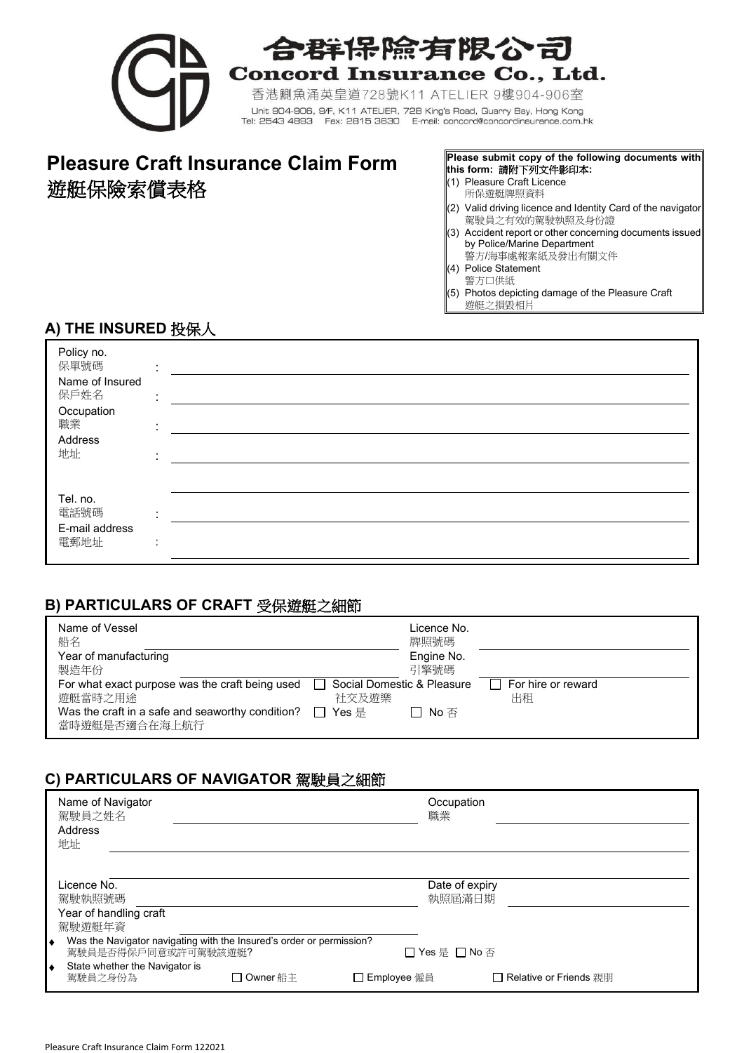# 合群保險有限公司
**Concord Insurance Co., Ltd.**

香港鰂魚涌英皇道728號K11 ATELIER 9樓904-906室
Unit 904-906, 9/F, K11 ATELIER, 728 King's Road, Quarry Bay, Hong Kong
Tel: 2543 4893 Fax: 2815 3630 E-mail: concord@concordinsurance.com.hk

# Pleasure Craft Insurance Claim Form
# 遊艇保險索償表格

**Please submit copy of the following documents with this form: 請附下列文件影印本:**

(1) Pleasure Craft Licence
所保遊艇牌照資料
(2) Valid driving licence and Identity Card of the navigator
駕駛員之有效的駕駛執照及身份證
(3) Accident report or other concerning documents issued by Police/Marine Department
警方/海事處報案紙及發出有關文件
(4) Police Statement
警方口供紙
(5) Photos depicting damage of the Pleasure Craft
遊艇之損毀相片

## A) THE INSURED 投保人

Policy no.
保單號碼 : ______________________

Name of Insured
保戶姓名 : ______________________

Occupation
職業 : ______________________

Address
地址 : ______________________

______________________

Tel. no.
電話號碼 : ______________________

E-mail address
電郵地址 : ______________________

## B) PARTICULARS OF CRAFT 受保遊艇之細節

Name of Vessel
船名 ______________________

Licence No.
牌照號碼 ______________________

Year of manufacturing
製造年份 ______________________

Engine No.
引擎號碼 ______________________

For what exact purpose was the craft being used
遊艇當時之用途 ☐ Social Domestic & Pleasure 社交及遊樂 ☐ For hire or reward 出租

Was the craft in a safe and seaworthy condition?
當時遊艇是否適合在海上航行 ☐ Yes 是 ☐ No 否

## C) PARTICULARS OF NAVIGATOR 駕駛員之細節

Name of Navigator
駕駛員之姓名 ______________________

Occupation
職業 ______________________

Address
地址 ______________________

______________________

Licence No.
駕駛執照號碼 ______________________

Date of expiry
執照屆滿日期 ______________________

Year of handling craft
駕駛遊艇年資 ______________________

- Was the Navigator navigating with the Insured's order or permission?
  駕駛員是否得保戶同意或許可駕駛該遊艇? ☐ Yes 是 ☐ No 否
- State whether the Navigator is
  駕駛員之身份為 ☐ Owner 船主 ☐ Employee 僱員 ☐ Relative or Friends 親朋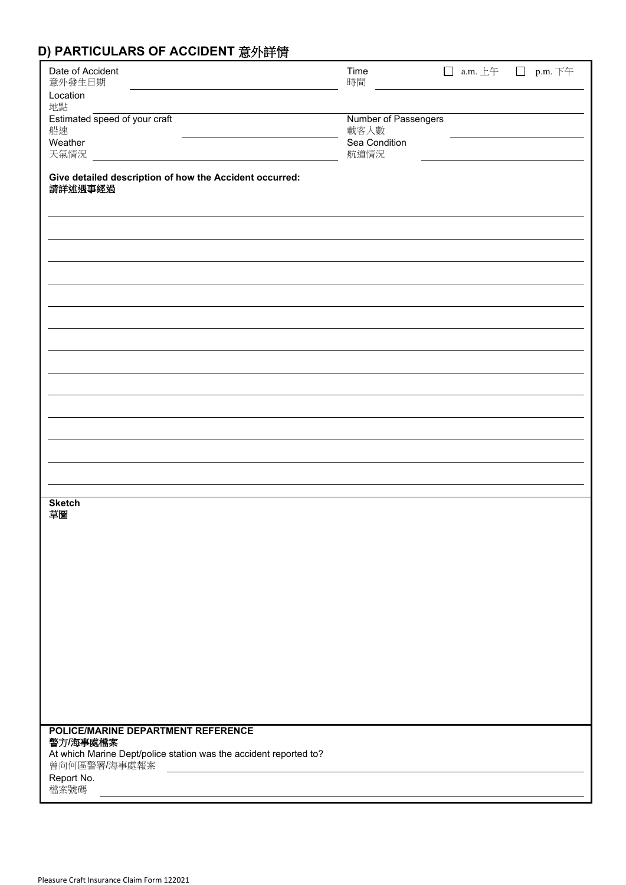## D) PARTICULARS OF ACCIDENT 意外詳情

| | |
|---|---|
| Date of Accident 意外發生日期 | Time 時間 ☐ a.m. 上午 ☐ p.m. 下午 |
| Location 地點 | |
| Estimated speed of your craft 船速 | Number of Passengers 載客人數 |
| Weather 天氣情況 | Sea Condition 航道情況 |

**Give detailed description of how the Accident occurred:**
**請詳述過事經過**

**Sketch**
**草圖**

**POLICE/MARINE DEPARTMENT REFERENCE**
**警方/海事處檔案**

At which Marine Dept/police station was the accident reported to?
曾向何區警署/海事處報案

Report No.
檔案號碼

Pleasure Craft Insurance Claim Form 122021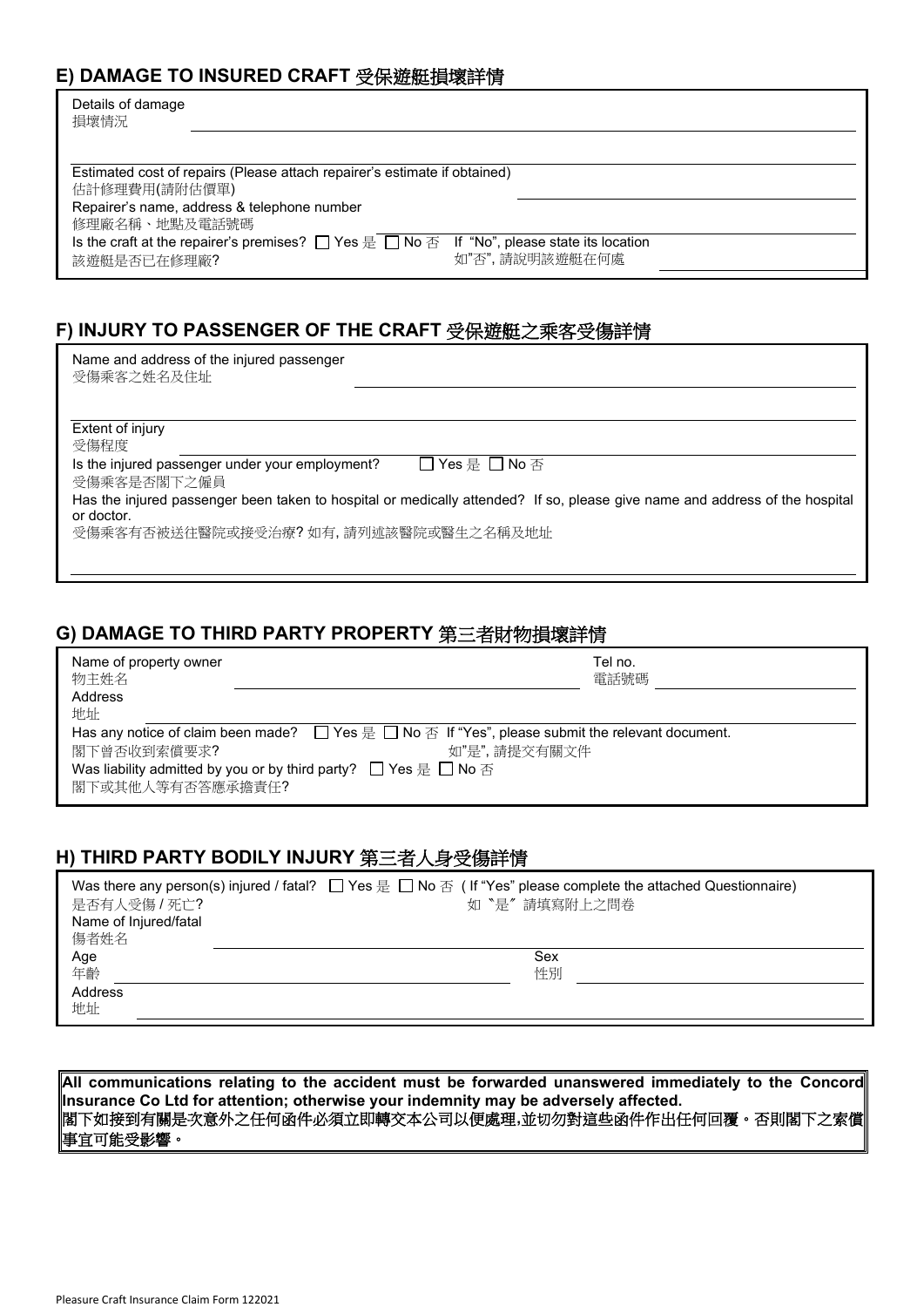## E) DAMAGE TO INSURED CRAFT 受保遊艇損壞詳情

Details of damage
損壞情況

Estimated cost of repairs (Please attach repairer's estimate if obtained)
估計修理費用(請附估價單)

Repairer's name, address & telephone number
修理廠名稱、地點及電話號碼

Is the craft at the repairer's premises? ☐ Yes 是 ☐ No 否 If "No", please state its location
該遊艇是否已在修理廠? 如"否", 請說明該遊艇在何處

## F) INJURY TO PASSENGER OF THE CRAFT 受保遊艇之乘客受傷詳情

Name and address of the injured passenger
受傷乘客之姓名及住址

Extent of injury
受傷程度

Is the injured passenger under your employment? ☐ Yes 是 ☐ No 否
受傷乘客是否閣下之僱員

Has the injured passenger been taken to hospital or medically attended? If so, please give name and address of the hospital or doctor.
受傷乘客有否被送往醫院或接受治療? 如有, 請列述該醫院或醫生之名稱及地址

## G) DAMAGE TO THIRD PARTY PROPERTY 第三者財物損壞詳情

Name of property owner
物主姓名

Tel no.
電話號碼

Address
地址

Has any notice of claim been made? ☐ Yes 是 ☐ No 否 If "Yes", please submit the relevant document.
閣下曾否收到索償要求? 如"是", 請提交有關文件

Was liability admitted by you or by third party? ☐ Yes 是 ☐ No 否
閣下或其他人等有否答應承擔責任?

## H) THIRD PARTY BODILY INJURY 第三者人身受傷詳情

Was there any person(s) injured / fatal? ☐ Yes 是 ☐ No 否 ( If "Yes" please complete the attached Questionnaire)
是否有人受傷 / 死亡? 如〝是〞請填寫附上之問卷

Name of Injured/fatal
傷者姓名

Age
年齡

Sex
性別

Address
地址

**All communications relating to the accident must be forwarded unanswered immediately to the Concord Insurance Co Ltd for attention; otherwise your indemnity may be adversely affected.**
**閣下如接到有關是次意外之任何函件必須立即轉交本公司以便處理,並切勿對這些函件作出任何回覆。否則閣下之索償事宜可能受影響。**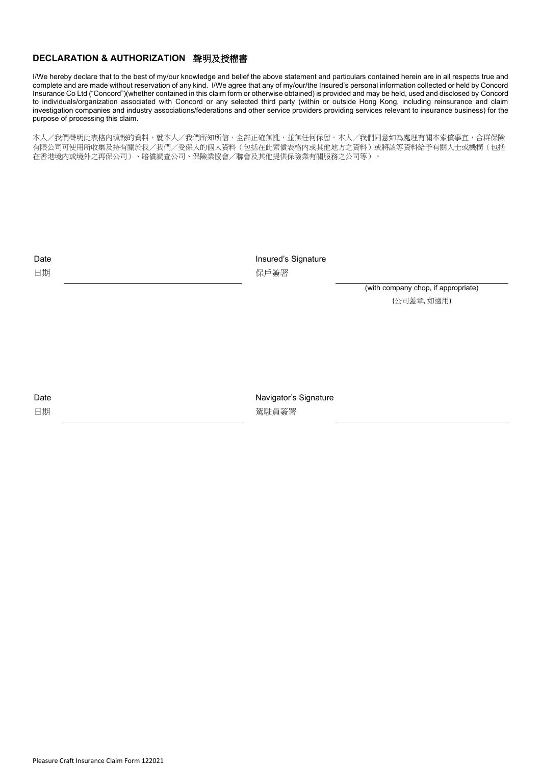## DECLARATION & AUTHORIZATION 聲明及授權書

I/We hereby declare that to the best of my/our knowledge and belief the above statement and particulars contained herein are in all respects true and complete and are made without reservation of any kind. I/We agree that any of my/our/the Insured's personal information collected or held by Concord Insurance Co Ltd ("Concord")(whether contained in this claim form or otherwise obtained) is provided and may be held, used and disclosed by Concord to individuals/organization associated with Concord or any selected third party (within or outside Hong Kong, including reinsurance and claim investigation companies and industry associations/federations and other service providers providing services relevant to insurance business) for the purpose of processing this claim.

本人／我們聲明此表格內填報的資料，就本人／我們所知所信，全部正確無訛，並無任何保留。本人／我們同意如為處理有關本索償事宜，合群保險有限公司可使用所收集及持有關於我／我們／受保人的個人資料（包括在此索償表格內或其他地方之資料）或將該等資料給予有關人士或機構（包括在香港境內或境外之再保公司）、賠償調查公司、保險業協會／聯會及其他提供保險業有關服務之公司等）。

Date 日期 \_\_\_\_\_\_\_\_\_\_\_\_\_\_\_\_\_\_\_\_\_\_\_\_

Insured's Signature 保戶簽署 \_\_\_\_\_\_\_\_\_\_\_\_\_\_\_\_\_\_\_\_\_\_\_\_

(with company chop, if appropriate)

(公司蓋章, 如適用)

Date 日期 \_\_\_\_\_\_\_\_\_\_\_\_\_\_\_\_\_\_\_\_\_\_\_\_

Navigator's Signature 駕駛員簽署 \_\_\_\_\_\_\_\_\_\_\_\_\_\_\_\_\_\_\_\_\_\_\_\_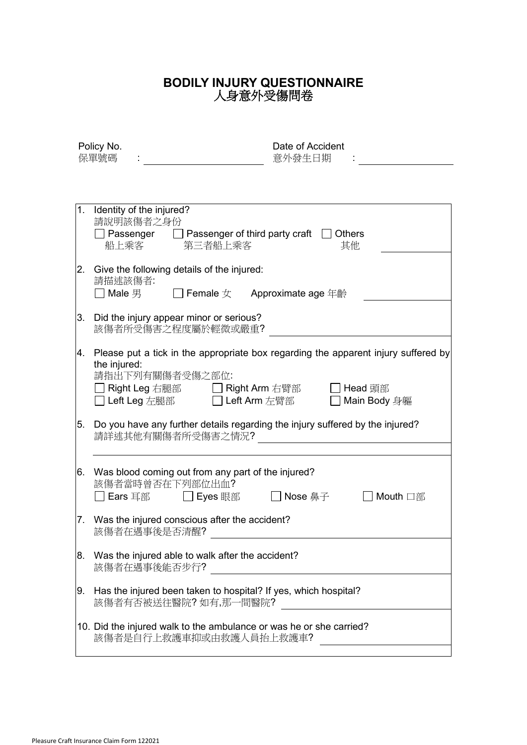# BODILY INJURY QUESTIONNAIRE
# 人身意外受傷問卷

Policy No.
保單號碼 : ____________________

Date of Accident
意外發生日期 : ____________________

1. Identity of the injured?
   請說明該傷者之身份
   ☐ Passenger 船上乘客 ☐ Passenger of third party craft 第三者船上乘客 ☐ Others 其他 ____________

2. Give the following details of the injured:
   請描述該傷者:
   ☐ Male 男 ☐ Female 女 Approximate age 年齡 ____________

3. Did the injury appear minor or serious?
   該傷者所受傷害之程度屬於輕微或嚴重? ____________

4. Please put a tick in the appropriate box regarding the apparent injury suffered by the injured:
   請指出下列有關傷者受傷之部位:
   ☐ Right Leg 右腿部 ☐ Right Arm 右臂部 ☐ Head 頭部
   ☐ Left Leg 左腿部 ☐ Left Arm 左臂部 ☐ Main Body 身軀

5. Do you have any further details regarding the injury suffered by the injured?
   請詳述其他有關傷者所受傷害之情況? ____________

   ____________

6. Was blood coming out from any part of the injured?
   該傷者當時曾否在下列部位出血?
   ☐ Ears 耳部 ☐ Eyes 眼部 ☐ Nose 鼻子 ☐ Mouth 口部

7. Was the injured conscious after the accident?
   該傷者在遇事後是否清醒? ____________

8. Was the injured able to walk after the accident?
   該傷者在遇事後能否步行? ____________

9. Has the injured been taken to hospital? If yes, which hospital?
   該傷者有否被送往醫院? 如有,那一間醫院? ____________

10. Did the injured walk to the ambulance or was he or she carried?
    該傷者是自行上救護車抑或由救護人員抬上救護車? ____________